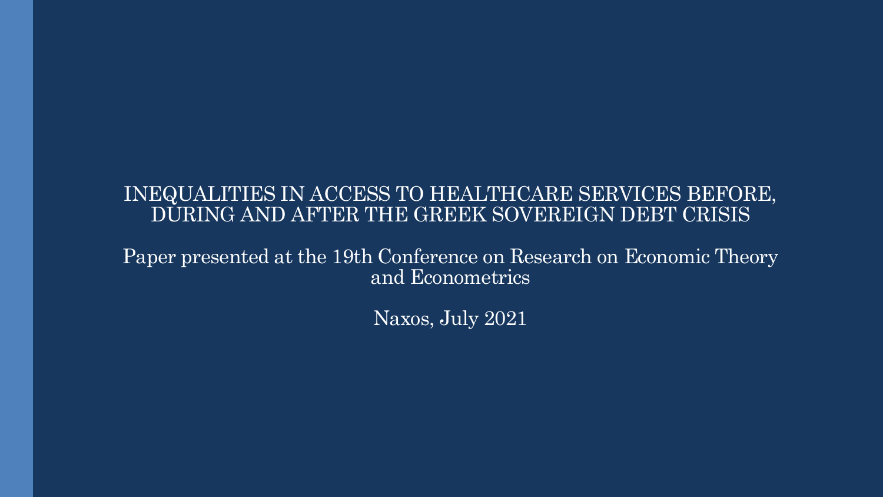# INEQUALITIES IN ACCESS TO HEALTHCARE SERVICES BEFORE, DURING AND AFTER THE GREEK SOVEREIGN DEBT CRISIS

Paper presented at the 19th Conference on Research on Economic Theory and Econometrics

Naxos, July 2021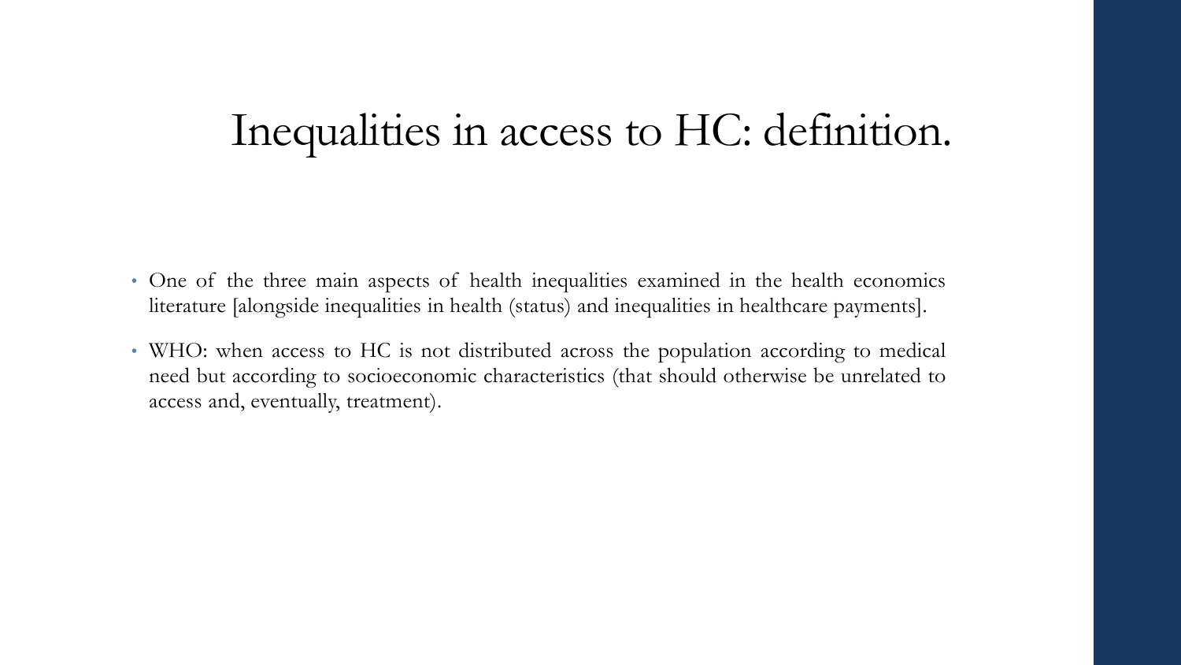# Inequalities in access to HC: definition.

- One of the three main aspects of health inequalities examined in the health economics literature [alongside inequalities in health (status) and inequalities in healthcare payments].
- WHO: when access to HC is not distributed across the population according to medical need but according to socioeconomic characteristics (that should otherwise be unrelated to access and, eventually, treatment).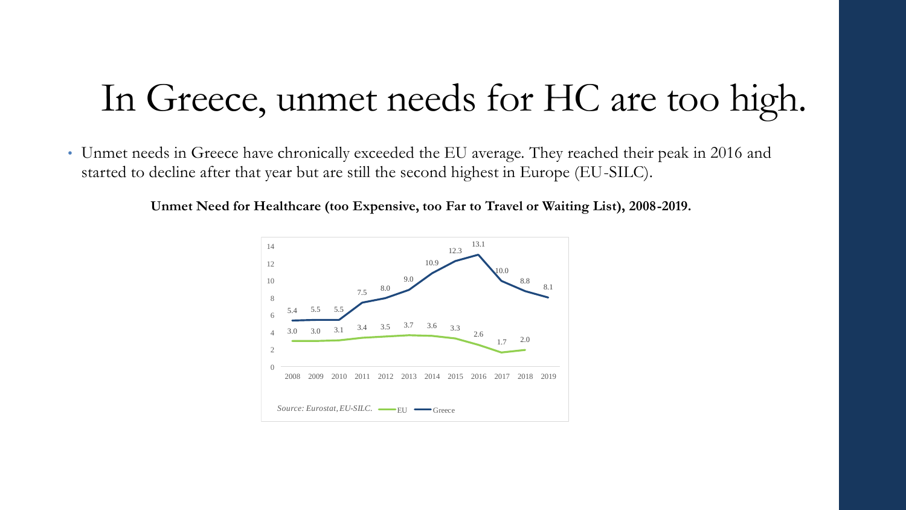# In Greece, unmet needs for HC are too high.

- Unmet needs in Greece have chronically exceeded the EU average. They reached their peak in 2016 and started to decline after that year but are still the second highest in Europe (EU-SILC).

**Unmet Need for Healthcare (too Expensive, too Far to Travel or Waiting List), 2008-2019.**

| Year | EU | Greece |
|---|---|---|
| 2008 | 3.0 | 5.4 |
| 2009 | 3.0 | 5.5 |
| 2010 | 3.1 | 5.5 |
| 2011 | 3.4 | 7.5 |
| 2012 | 3.5 | 8.0 |
| 2013 | 3.7 | 9.0 |
| 2014 | 3.6 | 10.9 |
| 2015 | 3.3 | 12.3 |
| 2016 | 2.6 | 13.1 |
| 2017 | 1.7 | 10.0 |
| 2018 | 2.0 | 8.8 |
| 2019 | | 8.1 |

*Source: Eurostat, EU-SILC.*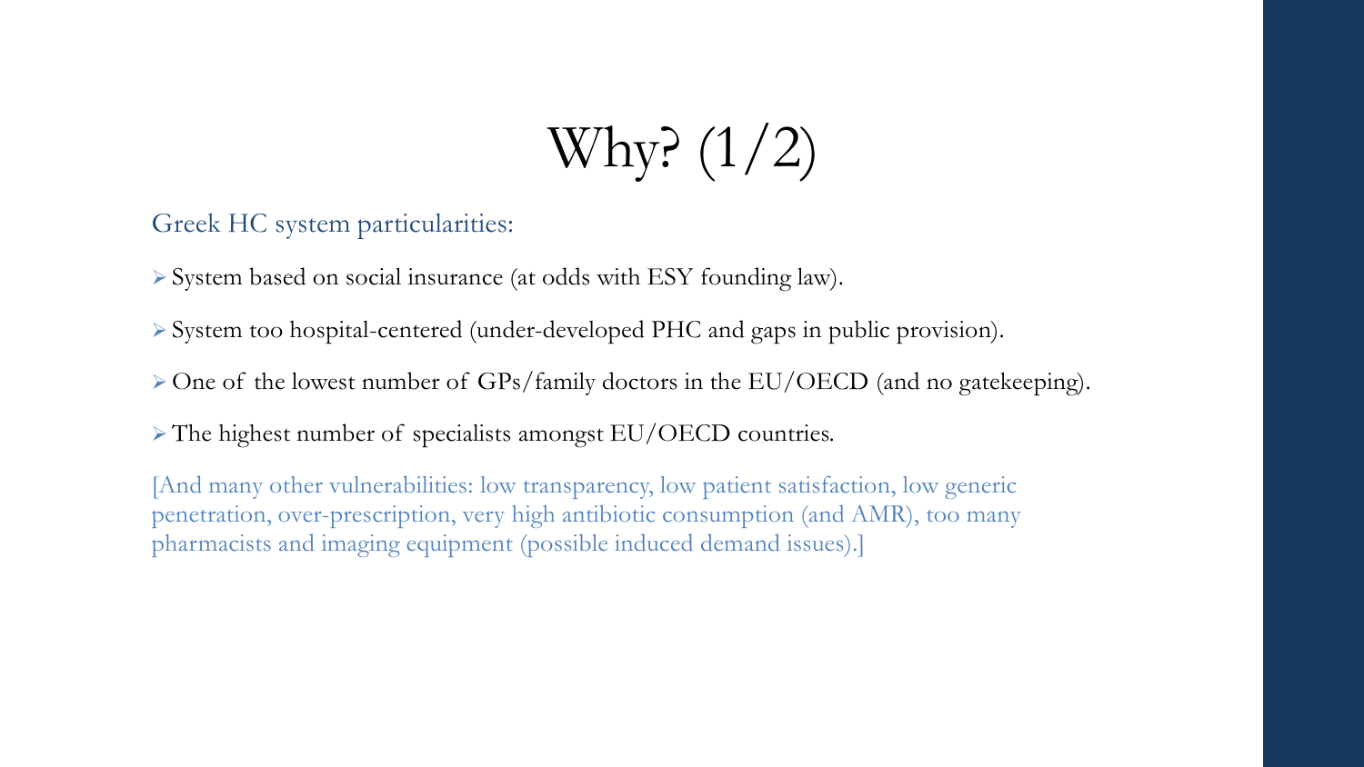# Why? (1/2)

Greek HC system particularities:

- System based on social insurance (at odds with ESY founding law).
- System too hospital-centered (under-developed PHC and gaps in public provision).
- One of the lowest number of GPs/family doctors in the EU/OECD (and no gatekeeping).
- The highest number of specialists amongst EU/OECD countries.

[And many other vulnerabilities: low transparency, low patient satisfaction, low generic penetration, over-prescription, very high antibiotic consumption (and AMR), too many pharmacists and imaging equipment (possible induced demand issues).]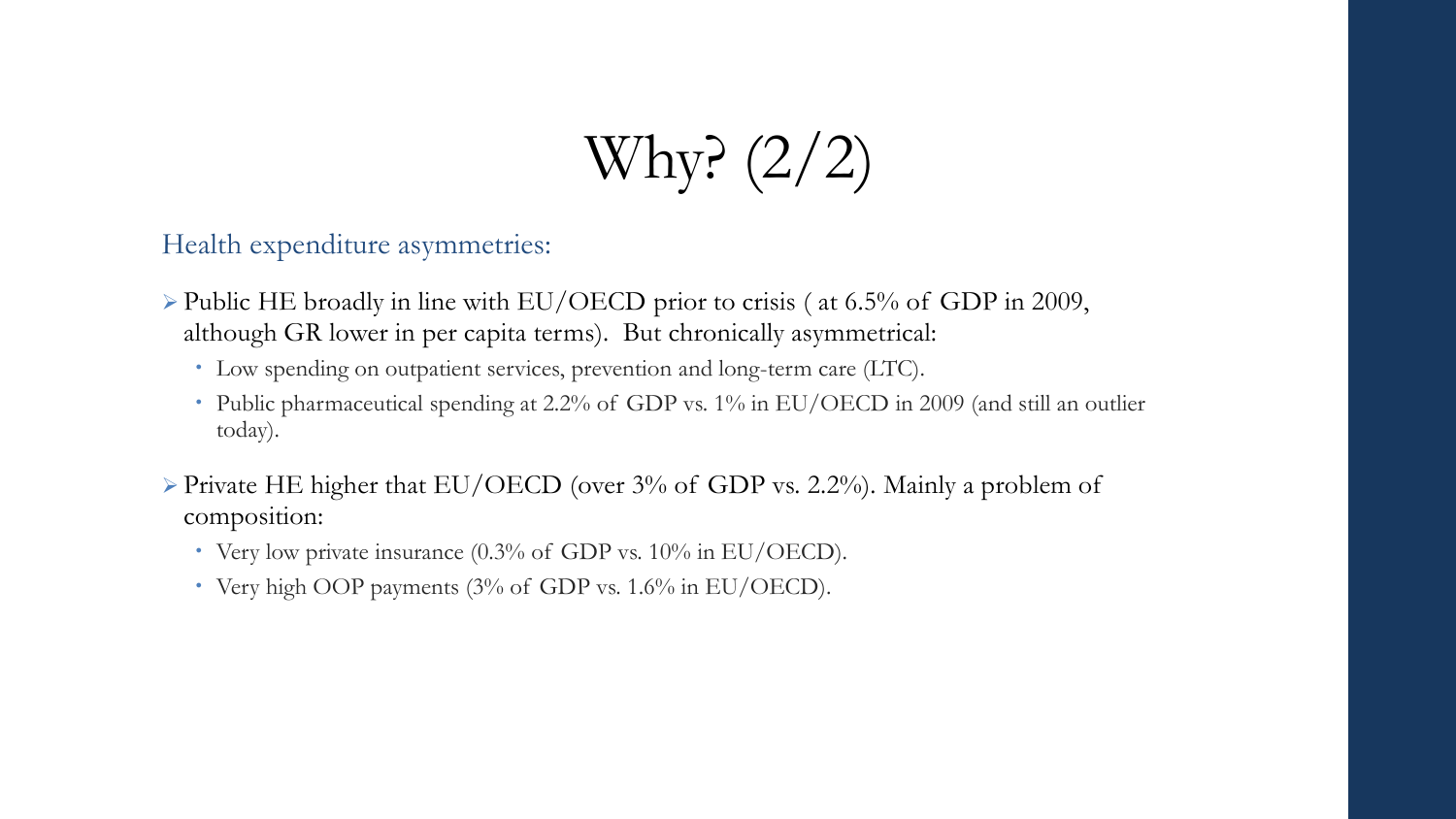# Why? (2/2)

Health expenditure asymmetries:

- Public HE broadly in line with EU/OECD prior to crisis ( at 6.5% of GDP in 2009, although GR lower in per capita terms). But chronically asymmetrical:
  - Low spending on outpatient services, prevention and long-term care (LTC).
  - Public pharmaceutical spending at 2.2% of GDP vs. 1% in EU/OECD in 2009 (and still an outlier today).
- Private HE higher that EU/OECD (over 3% of GDP vs. 2.2%). Mainly a problem of composition:
  - Very low private insurance (0.3% of GDP vs. 10% in EU/OECD).
  - Very high OOP payments (3% of GDP vs. 1.6% in EU/OECD).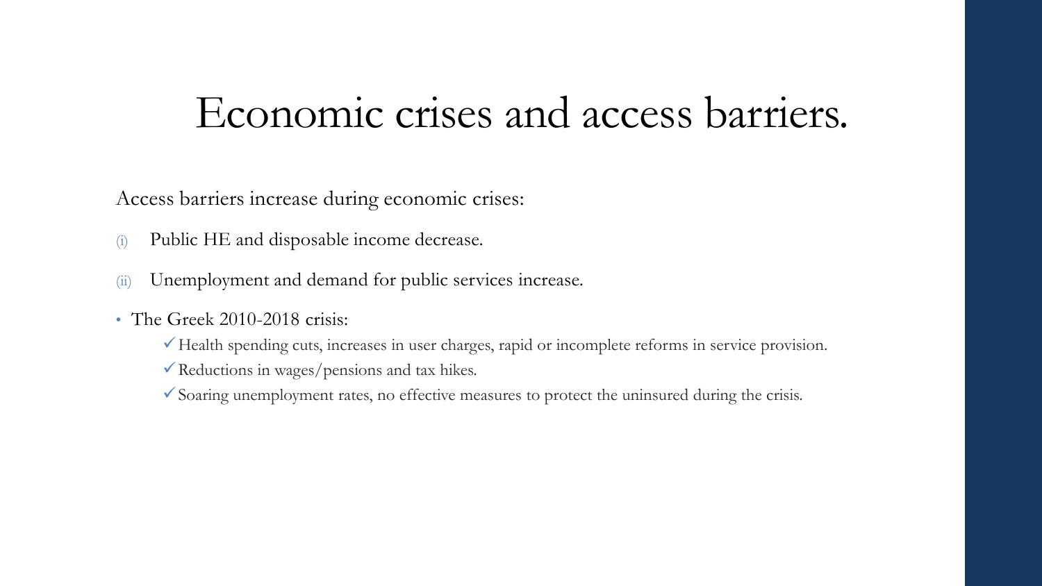# Economic crises and access barriers.

Access barriers increase during economic crises:

(i) Public HE and disposable income decrease.

(ii) Unemployment and demand for public services increase.

- The Greek 2010-2018 crisis:
  - ✓ Health spending cuts, increases in user charges, rapid or incomplete reforms in service provision.
  - ✓ Reductions in wages/pensions and tax hikes.
  - ✓ Soaring unemployment rates, no effective measures to protect the uninsured during the crisis.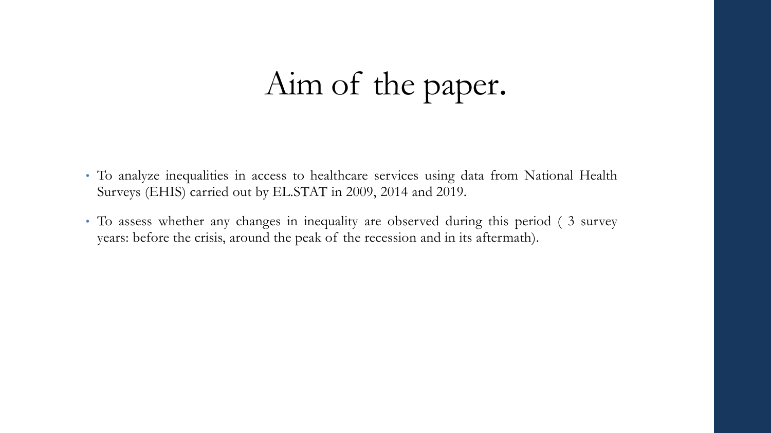# Aim of the paper.

- To analyze inequalities in access to healthcare services using data from National Health Surveys (EHIS) carried out by EL.STAT in 2009, 2014 and 2019.
- To assess whether any changes in inequality are observed during this period ( 3 survey years: before the crisis, around the peak of the recession and in its aftermath).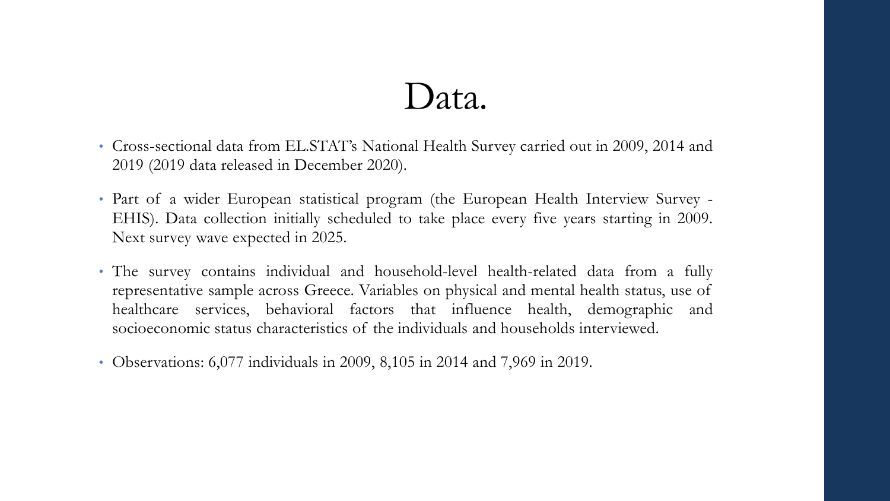# Data.

- Cross-sectional data from EL.STAT's National Health Survey carried out in 2009, 2014 and 2019 (2019 data released in December 2020).
- Part of a wider European statistical program (the European Health Interview Survey - EHIS). Data collection initially scheduled to take place every five years starting in 2009. Next survey wave expected in 2025.
- The survey contains individual and household-level health-related data from a fully representative sample across Greece. Variables on physical and mental health status, use of healthcare services, behavioral factors that influence health, demographic and socioeconomic status characteristics of the individuals and households interviewed.
- Observations: 6,077 individuals in 2009, 8,105 in 2014 and 7,969 in 2019.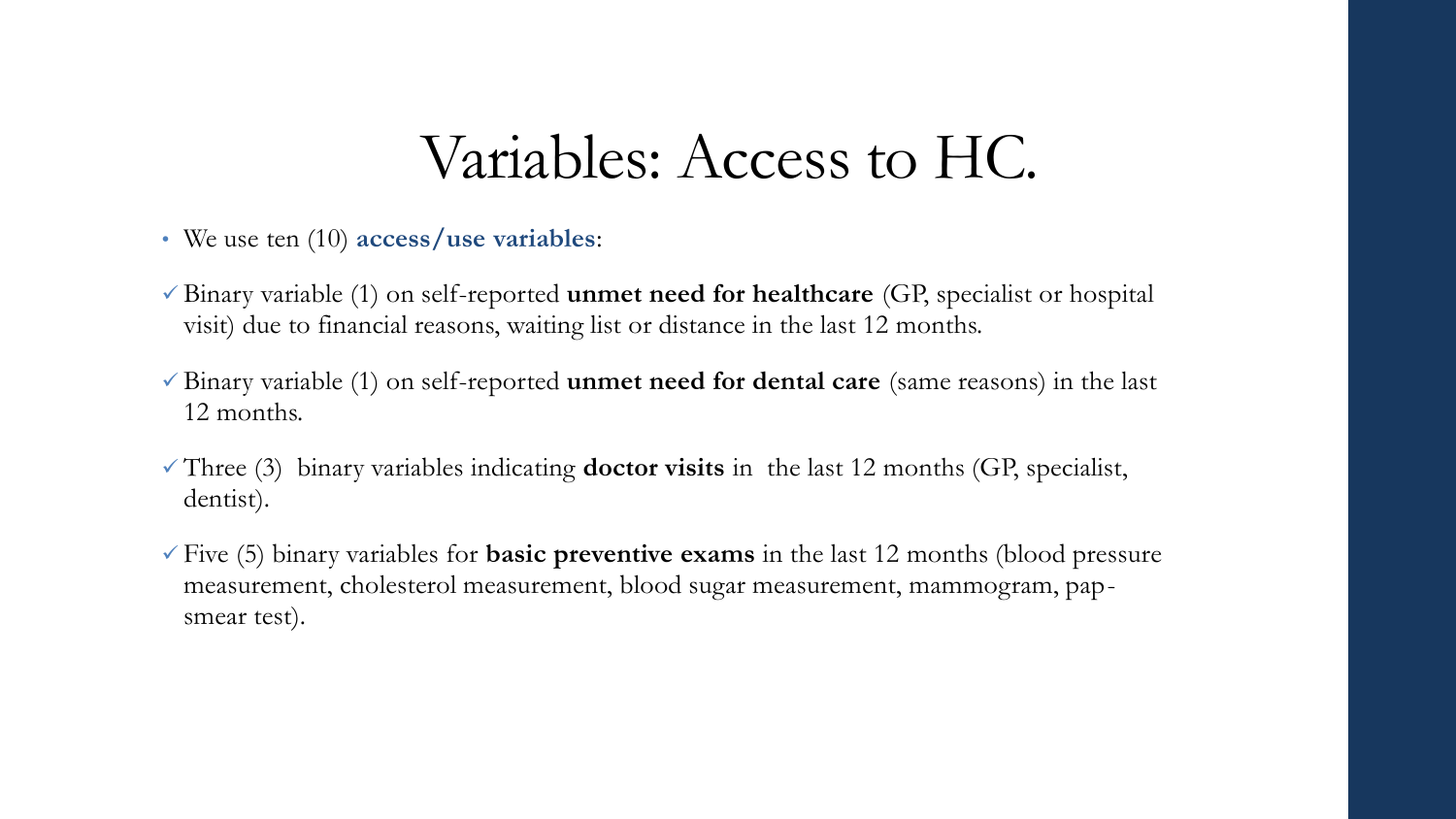# Variables: Access to HC.

- We use ten (10) **access/use variables**:

- ✓ Binary variable (1) on self-reported **unmet need for healthcare** (GP, specialist or hospital visit) due to financial reasons, waiting list or distance in the last 12 months.
- ✓ Binary variable (1) on self-reported **unmet need for dental care** (same reasons) in the last 12 months.
- ✓ Three (3) binary variables indicating **doctor visits** in the last 12 months (GP, specialist, dentist).
- ✓ Five (5) binary variables for **basic preventive exams** in the last 12 months (blood pressure measurement, cholesterol measurement, blood sugar measurement, mammogram, pap-smear test).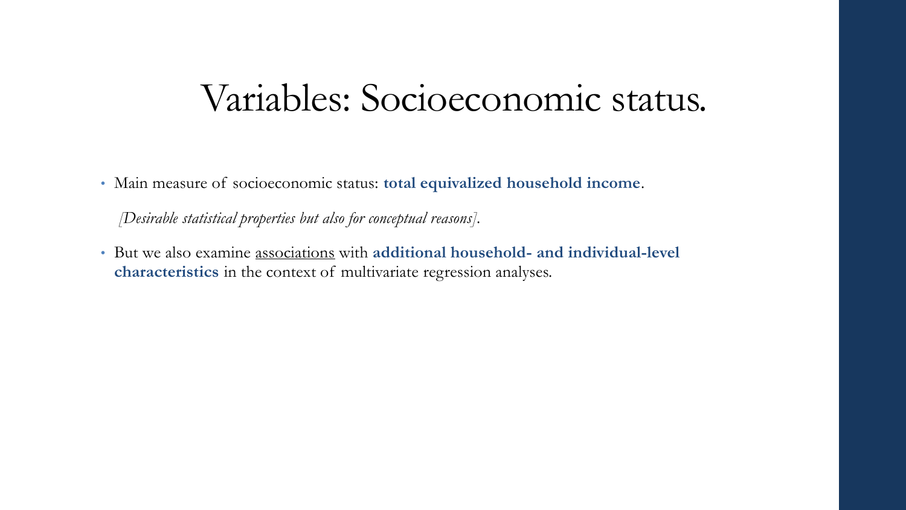# Variables: Socioeconomic status.

- Main measure of socioeconomic status: **total equivalized household income**.

  *[Desirable statistical properties but also for conceptual reasons]*.

- But we also examine <u>associations</u> with **additional household- and individual-level characteristics** in the context of multivariate regression analyses.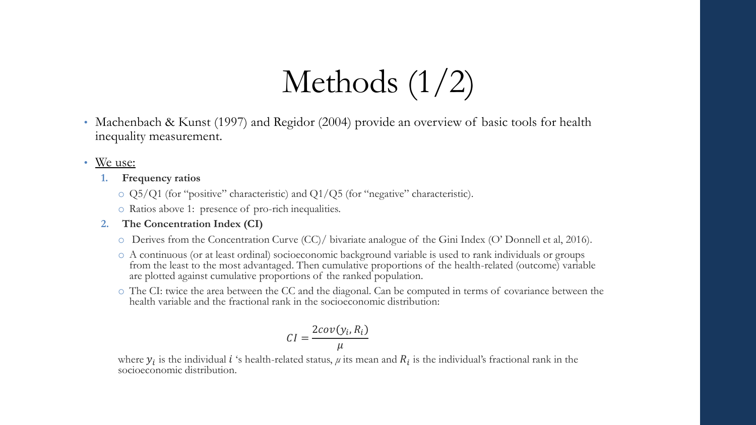# Methods (1/2)

- Machenbach & Kunst (1997) and Regidor (2004) provide an overview of basic tools for health inequality measurement.
- We use:
  1. **Frequency ratios**
     - Q5/Q1 (for "positive" characteristic) and Q1/Q5 (for "negative" characteristic).
     - Ratios above 1: presence of pro-rich inequalities.
  2. **The Concentration Index (CI)**
     - Derives from the Concentration Curve (CC)/ bivariate analogue of the Gini Index (O' Donnell et al, 2016).
     - A continuous (or at least ordinal) socioeconomic background variable is used to rank individuals or groups from the least to the most advantaged. Then cumulative proportions of the health-related (outcome) variable are plotted against cumulative proportions of the ranked population.
     - The CI: twice the area between the CC and the diagonal. Can be computed in terms of covariance between the health variable and the fractional rank in the socioeconomic distribution:

$$CI = \frac{2cov(y_i, R_i)}{\mu}$$

where $y_i$ is the individual $i$ 's health-related status, $\mu$ its mean and $R_i$ is the individual's fractional rank in the socioeconomic distribution.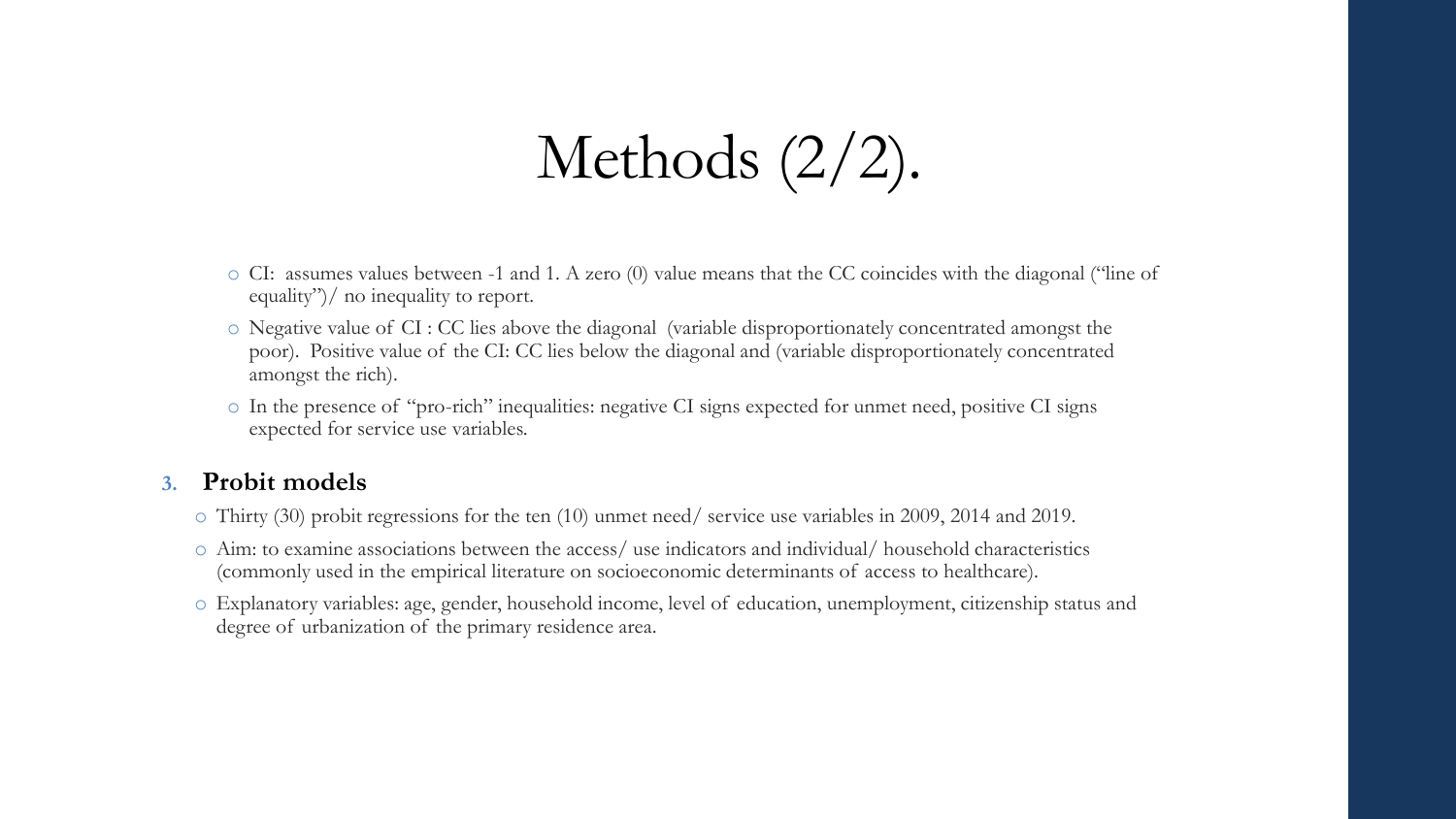# Methods (2/2).

- CI: assumes values between -1 and 1. A zero (0) value means that the CC coincides with the diagonal ("line of equality")/ no inequality to report.
- Negative value of CI : CC lies above the diagonal (variable disproportionately concentrated amongst the poor). Positive value of the CI: CC lies below the diagonal and (variable disproportionately concentrated amongst the rich).
- In the presence of "pro-rich" inequalities: negative CI signs expected for unmet need, positive CI signs expected for service use variables.

3. **Probit models**

- Thirty (30) probit regressions for the ten (10) unmet need/ service use variables in 2009, 2014 and 2019.
- Aim: to examine associations between the access/ use indicators and individual/ household characteristics (commonly used in the empirical literature on socioeconomic determinants of access to healthcare).
- Explanatory variables: age, gender, household income, level of education, unemployment, citizenship status and degree of urbanization of the primary residence area.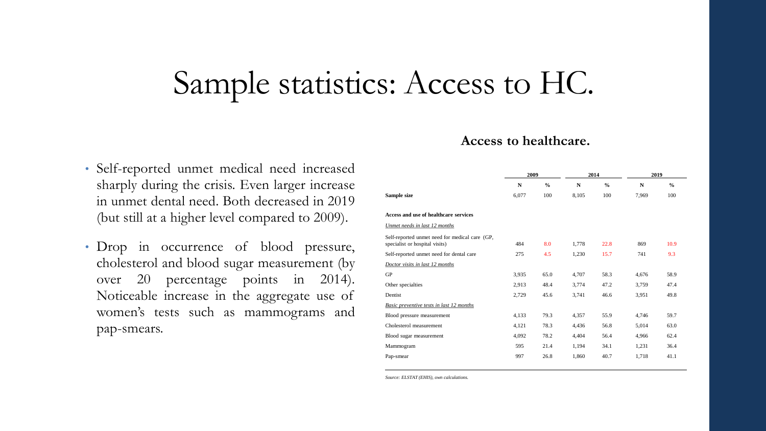# Sample statistics: Access to HC.

- Self-reported unmet medical need increased sharply during the crisis. Even larger increase in unmet dental need. Both decreased in 2019 (but still at a higher level compared to 2009).
- Drop in occurrence of blood pressure, cholesterol and blood sugar measurement (by over 20 percentage points in 2014). Noticeable increase in the aggregate use of women's tests such as mammograms and pap-smears.

**Access to healthcare.**

| | 2009 | | 2014 | | 2019 | |
|---|---|---|---|---|---|---|
| | **N** | **%** | **N** | **%** | **N** | **%** |
| **Sample size** | 6,077 | 100 | 8,105 | 100 | 7,969 | 100 |
| **Access and use of healthcare services** | | | | | | |
| *Unmet needs in last 12 months* | | | | | | |
| Self-reported unmet need for medical care (GP, specialist or hospital visits) | 484 | 8.0 | 1,778 | 22.8 | 869 | 10.9 |
| Self-reported unmet need for dental care | 275 | 4.5 | 1,230 | 15.7 | 741 | 9.3 |
| *Doctor visits in last 12 months* | | | | | | |
| GP | 3,935 | 65.0 | 4,707 | 58.3 | 4,676 | 58.9 |
| Other specialties | 2,913 | 48.4 | 3,774 | 47.2 | 3,759 | 47.4 |
| Dentist | 2,729 | 45.6 | 3,741 | 46.6 | 3,951 | 49.8 |
| *Basic preventive tests in last 12 months* | | | | | | |
| Blood pressure measurement | 4,133 | 79.3 | 4,357 | 55.9 | 4,746 | 59.7 |
| Cholesterol measurement | 4,121 | 78.3 | 4,436 | 56.8 | 5,014 | 63.0 |
| Blood sugar measurement | 4,092 | 78.2 | 4,404 | 56.4 | 4,966 | 62.4 |
| Mammogram | 595 | 21.4 | 1,194 | 34.1 | 1,231 | 36.4 |
| Pap-smear | 997 | 26.8 | 1,860 | 40.7 | 1,718 | 41.1 |

*Source: ELSTAT (EHIS), own calculations.*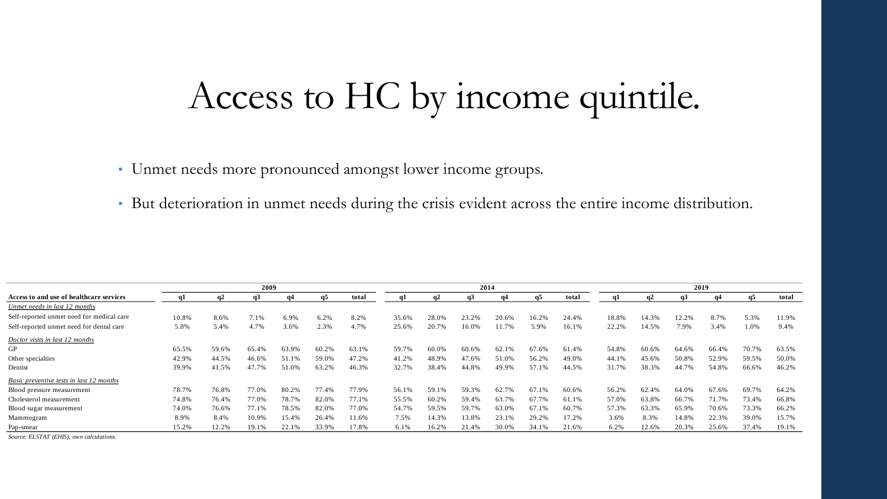# Access to HC by income quintile.

- Unmet needs more pronounced amongst lower income groups.
- But deterioration in unmet needs during the crisis evident across the entire income distribution.

| | 2009 | | | | | | 2014 | | | | | | 2019 | | | | | |
|---|---|---|---|---|---|---|---|---|---|---|---|---|---|---|---|---|---|---|
| **Access to and use of healthcare services** | **q1** | **q2** | **q3** | **q4** | **q5** | **total** | **q1** | **q2** | **q3** | **q4** | **q5** | **total** | **q1** | **q2** | **q3** | **q4** | **q5** | **total** |
| *Unmet needs in last 12 months* | | | | | | | | | | | | | | | | | | |
| Self-reported unmet need for medical care | 10.8% | 8.6% | 7.1% | 6.9% | 6.2% | 8.2% | 35.6% | 28.0% | 23.2% | 20.6% | 16.2% | 24.4% | 18.8% | 14.3% | 12.2% | 8.7% | 5.3% | 11.9% |
| Self-reported unmet need for dental care | 5.8% | 5.4% | 4.7% | 3.6% | 2.3% | 4.7% | 25.6% | 20.7% | 16.0% | 11.7% | 5.9% | 16.1% | 22.2% | 14.5% | 7.9% | 3.4% | 1.0% | 9.4% |
| *Doctor visits in last 12 months* | | | | | | | | | | | | | | | | | | |
| GP | 65.5% | 59.6% | 65.4% | 63.9% | 60.2% | 63.1% | 59.7% | 60.0% | 60.6% | 62.1% | 67.6% | 61.4% | 54.8% | 60.6% | 64.6% | 66.4% | 70.7% | 63.5% |
| Other specialties | 42.9% | 44.5% | 46.6% | 51.1% | 59.0% | 47.2% | 41.2% | 48.9% | 47.6% | 51.0% | 56.2% | 49.0% | 44.1% | 45.6% | 50.8% | 52.9% | 59.5% | 50.0% |
| Dentist | 39.9% | 41.5% | 47.7% | 51.0% | 63.2% | 46.3% | 32.7% | 38.4% | 44.8% | 49.9% | 57.1% | 44.5% | 31.7% | 38.3% | 44.7% | 54.8% | 66.6% | 46.2% |
| *Basic preventive tests in last 12 months* | | | | | | | | | | | | | | | | | | |
| Blood pressure measurement | 78.7% | 76.8% | 77.0% | 80.2% | 77.4% | 77.9% | 56.1% | 59.1% | 59.3% | 62.7% | 67.1% | 60.6% | 56.2% | 62.4% | 64.0% | 67.6% | 69.7% | 64.2% |
| Cholesterol measurement | 74.8% | 76.4% | 77.0% | 78.7% | 82.0% | 77.1% | 55.5% | 60.2% | 59.4% | 63.7% | 67.7% | 61.1% | 57.0% | 63.8% | 66.7% | 71.7% | 73.4% | 66.8% |
| Blood sugar measurement | 74.0% | 76.6% | 77.1% | 78.5% | 82.0% | 77.0% | 54.7% | 59.5% | 59.7% | 63.0% | 67.1% | 60.7% | 57.3% | 63.3% | 65.9% | 70.6% | 73.3% | 66.2% |
| Mammogram | 8.9% | 8.4% | 10.9% | 15.4% | 26.4% | 11.6% | 7.5% | 14.3% | 13.8% | 23.1% | 29.2% | 17.2% | 3.6% | 8.3% | 14.8% | 22.3% | 39.0% | 15.7% |
| Pap-smear | 15.2% | 12.2% | 19.1% | 22.1% | 33.9% | 17.8% | 6.1% | 16.2% | 21.4% | 30.0% | 34.1% | 21.6% | 6.2% | 12.6% | 20.3% | 25.6% | 37.4% | 19.1% |

*Source: ELSTAT (EHIS), own calculations.*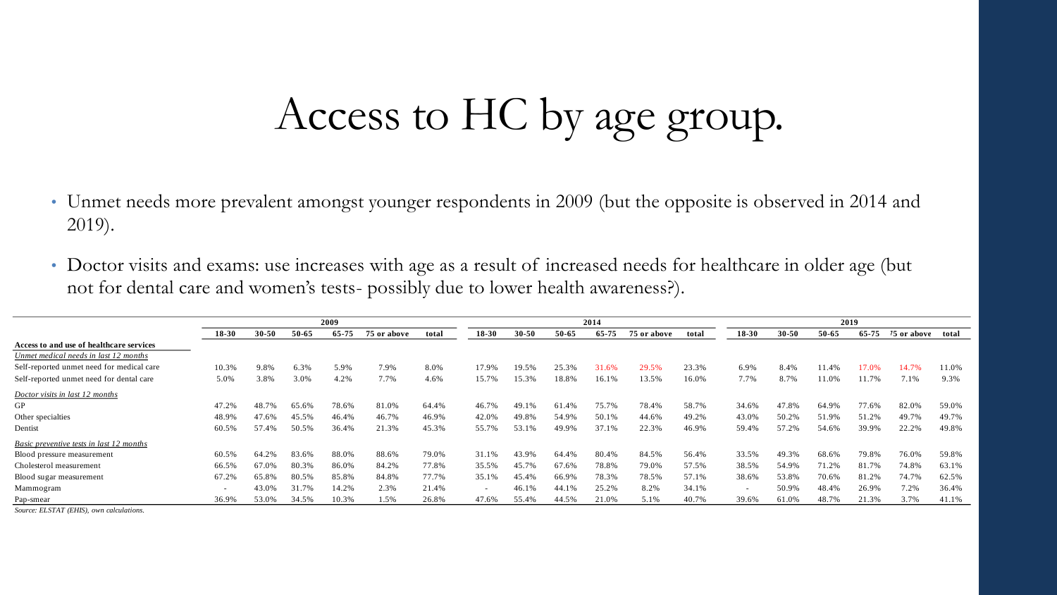# Access to HC by age group.

- Unmet needs more prevalent amongst younger respondents in 2009 (but the opposite is observed in 2014 and 2019).
- Doctor visits and exams: use increases with age as a result of increased needs for healthcare in older age (but not for dental care and women's tests- possibly due to lower health awareness?).

| | 2009 | | | | | | 2014 | | | | | | 2019 | | | | | |
|---|---|---|---|---|---|---|---|---|---|---|---|---|---|---|---|---|---|---|
| | 18-30 | 30-50 | 50-65 | 65-75 | 75 or above | total | 18-30 | 30-50 | 50-65 | 65-75 | 75 or above | total | 18-30 | 30-50 | 50-65 | 65-75 | 75 or above | total |
| **Access to and use of healthcare services** | | | | | | | | | | | | | | | | | | |
| *Unmet medical needs in last 12 months* | | | | | | | | | | | | | | | | | | |
| Self-reported unmet need for medical care | 10.3% | 9.8% | 6.3% | 5.9% | 7.9% | 8.0% | 17.9% | 19.5% | 25.3% | 31.6% | 29.5% | 23.3% | 6.9% | 8.4% | 11.4% | 17.0% | 14.7% | 11.0% |
| Self-reported unmet need for dental care | 5.0% | 3.8% | 3.0% | 4.2% | 7.7% | 4.6% | 15.7% | 15.3% | 18.8% | 16.1% | 13.5% | 16.0% | 7.7% | 8.7% | 11.0% | 11.7% | 7.1% | 9.3% |
| *Doctor visits in last 12 months* | | | | | | | | | | | | | | | | | | |
| GP | 47.2% | 48.7% | 65.6% | 78.6% | 81.0% | 64.4% | 46.7% | 49.1% | 61.4% | 75.7% | 78.4% | 58.7% | 34.6% | 47.8% | 64.9% | 77.6% | 82.0% | 59.0% |
| Other specialties | 48.9% | 47.6% | 45.5% | 46.4% | 46.7% | 46.9% | 42.0% | 49.8% | 54.9% | 50.1% | 44.6% | 49.2% | 43.0% | 50.2% | 51.9% | 51.2% | 49.7% | 49.7% |
| Dentist | 60.5% | 57.4% | 50.5% | 36.4% | 21.3% | 45.3% | 55.7% | 53.1% | 49.9% | 37.1% | 22.3% | 46.9% | 59.4% | 57.2% | 54.6% | 39.9% | 22.2% | 49.8% |
| *Basic preventive tests in last 12 months* | | | | | | | | | | | | | | | | | | |
| Blood pressure measurement | 60.5% | 64.2% | 83.6% | 88.0% | 88.6% | 79.0% | 31.1% | 43.9% | 64.4% | 80.4% | 84.5% | 56.4% | 33.5% | 49.3% | 68.6% | 79.8% | 76.0% | 59.8% |
| Cholesterol measurement | 66.5% | 67.0% | 80.3% | 86.0% | 84.2% | 77.8% | 35.5% | 45.7% | 67.6% | 78.8% | 79.0% | 57.5% | 38.5% | 54.9% | 71.2% | 81.7% | 74.8% | 63.1% |
| Blood sugar measurement | 67.2% | 65.8% | 80.5% | 85.8% | 84.8% | 77.7% | 35.1% | 45.4% | 66.9% | 78.3% | 78.5% | 57.1% | 38.6% | 53.8% | 70.6% | 81.2% | 74.7% | 62.5% |
| Mammogram | - | 43.0% | 31.7% | 14.2% | 2.3% | 21.4% | - | 46.1% | 44.1% | 25.2% | 8.2% | 34.1% | - | 50.9% | 48.4% | 26.9% | 7.2% | 36.4% |
| Pap-smear | 36.9% | 53.0% | 34.5% | 10.3% | 1.5% | 26.8% | 47.6% | 55.4% | 44.5% | 21.0% | 5.1% | 40.7% | 39.6% | 61.0% | 48.7% | 21.3% | 3.7% | 41.1% |

*Source: ELSTAT (EHIS), own calculations.*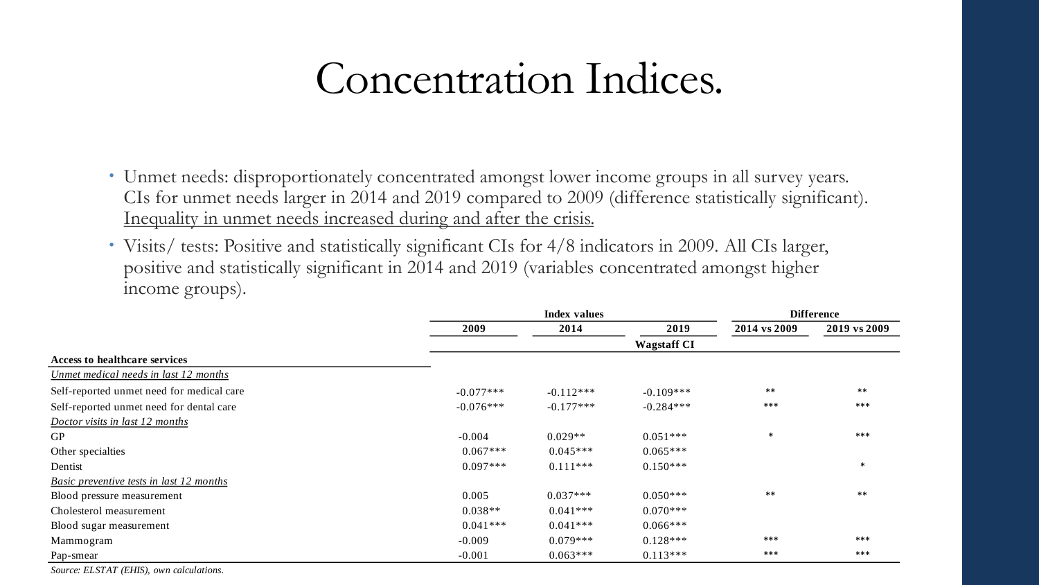# Concentration Indices.

- Unmet needs: disproportionately concentrated amongst lower income groups in all survey years. CIs for unmet needs larger in 2014 and 2019 compared to 2009 (difference statistically significant). Inequality in unmet needs increased during and after the crisis.
- Visits/ tests: Positive and statistically significant CIs for 4/8 indicators in 2009. All CIs larger, positive and statistically significant in 2014 and 2019 (variables concentrated amongst higher income groups).

| | Index values | | | Difference | |
|---|---|---|---|---|---|
| | 2009 | 2014 | 2019 | 2014 vs 2009 | 2019 vs 2009 |
| | Wagstaff CI | | | | |
| **Access to healthcare services** | | | | | |
| *Unmet medical needs in last 12 months* | | | | | |
| Self-reported unmet need for medical care | -0.077*** | -0.112*** | -0.109*** | ** | ** |
| Self-reported unmet need for dental care | -0.076*** | -0.177*** | -0.284*** | *** | *** |
| *Doctor visits in last 12 months* | | | | | |
| GP | -0.004 | 0.029** | 0.051*** | * | *** |
| Other specialties | 0.067*** | 0.045*** | 0.065*** | | |
| Dentist | 0.097*** | 0.111*** | 0.150*** | | * |
| *Basic preventive tests in last 12 months* | | | | | |
| Blood pressure measurement | 0.005 | 0.037*** | 0.050*** | ** | ** |
| Cholesterol measurement | 0.038** | 0.041*** | 0.070*** | | |
| Blood sugar measurement | 0.041*** | 0.041*** | 0.066*** | | |
| Mammogram | -0.009 | 0.079*** | 0.128*** | *** | *** |
| Pap-smear | -0.001 | 0.063*** | 0.113*** | *** | *** |

*Source: ELSTAT (EHIS), own calculations.*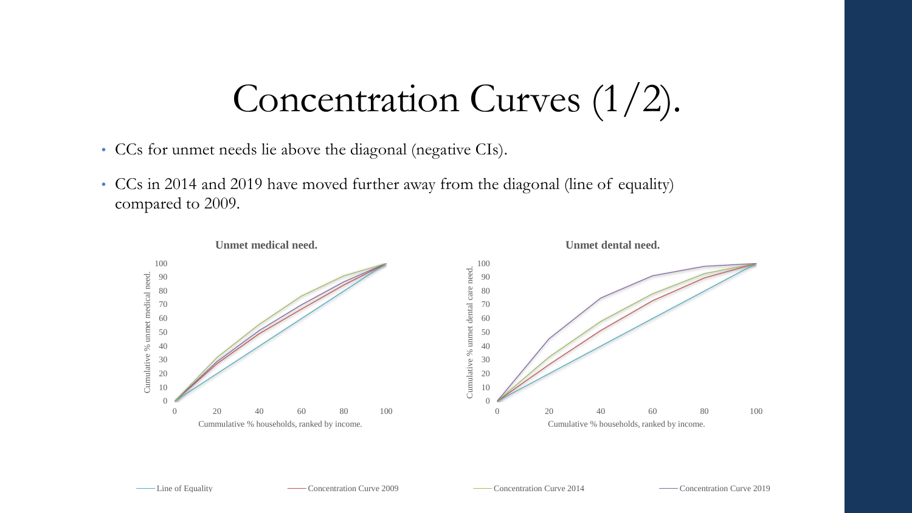# Concentration Curves (1/2).

- CCs for unmet needs lie above the diagonal (negative CIs).
- CCs in 2014 and 2019 have moved further away from the diagonal (line of equality) compared to 2009.

**Unmet medical need.**

Cumulative % unmet medical need.

Cummulative % households, ranked by income.

**Unmet dental need.**

Cumulative % unmet dental care need.

Cumulative % households, ranked by income.

Line of Equality — Concentration Curve 2009 — Concentration Curve 2014 — Concentration Curve 2019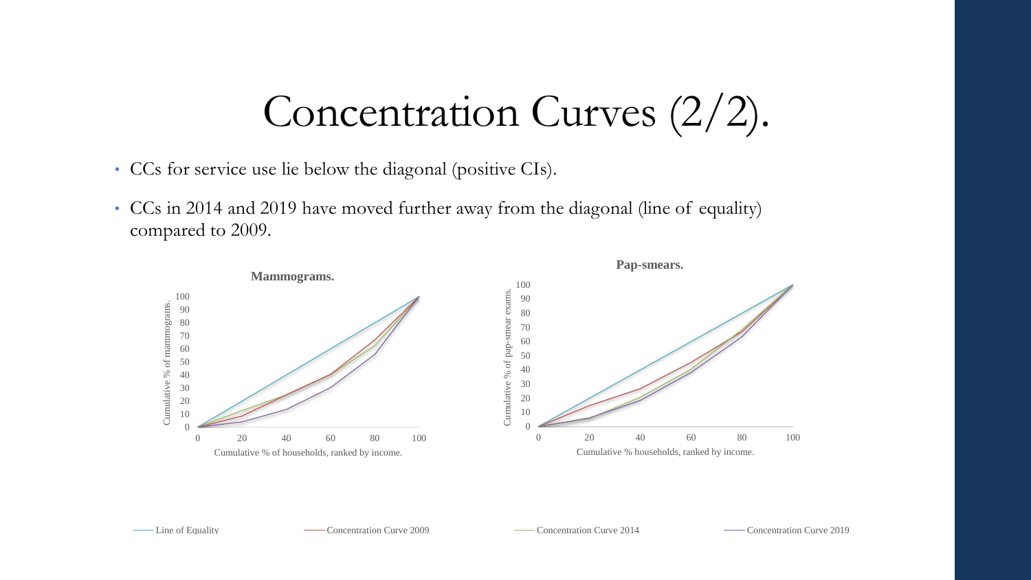# Concentration Curves (2/2).

- CCs for service use lie below the diagonal (positive CIs).
- CCs in 2014 and 2019 have moved further away from the diagonal (line of equality) compared to 2009.

**Mammograms.**

Cumulative % of mammograms.

Cumulative % of households, ranked by income.

**Pap-smears.**

Cumulative % of pap-smear exams.

Cumulative % households, ranked by income.

Line of Equality — Concentration Curve 2009 — Concentration Curve 2014 — Concentration Curve 2019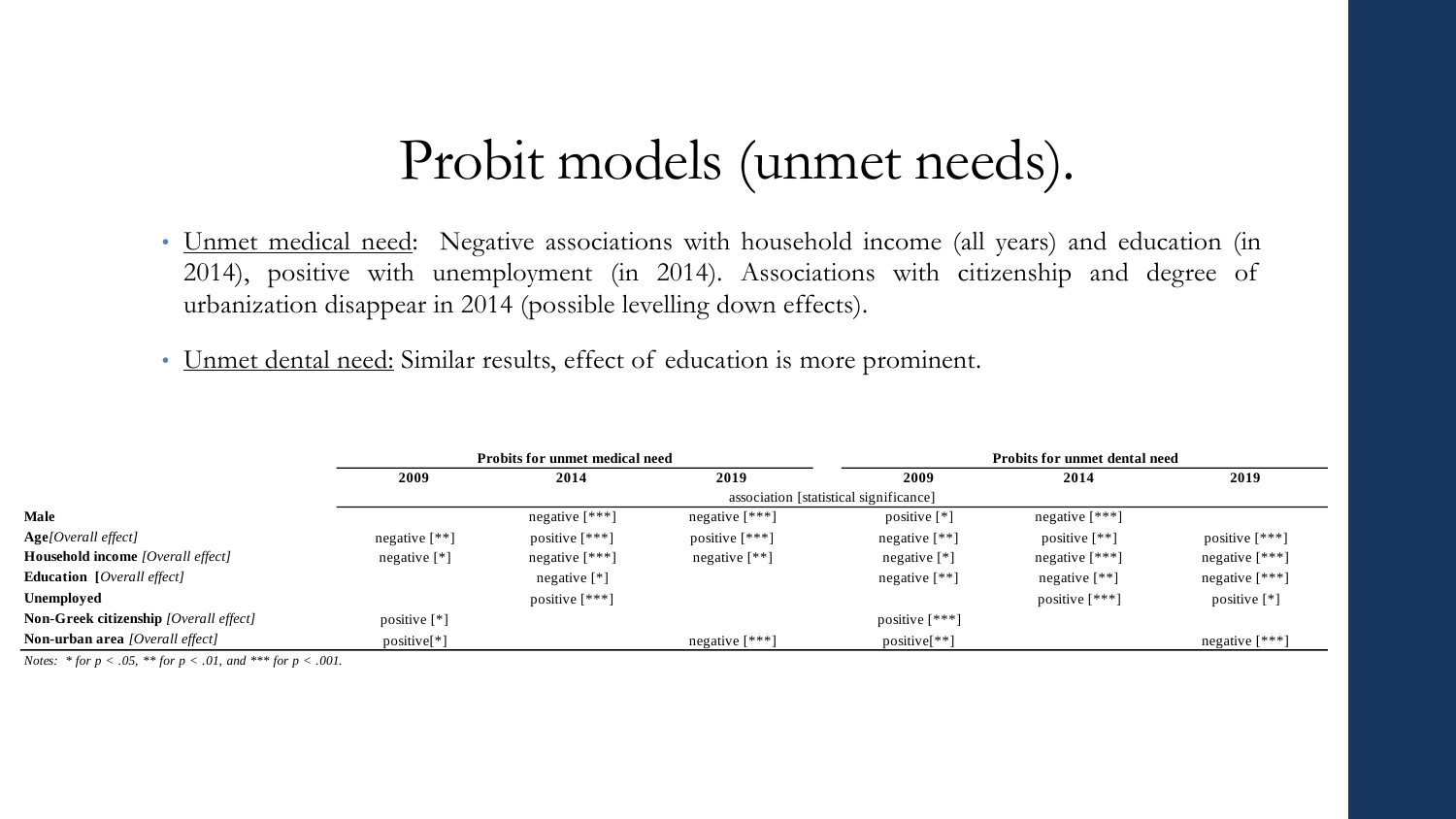# Probit models (unmet needs).

- Unmet medical need: Negative associations with household income (all years) and education (in 2014), positive with unemployment (in 2014). Associations with citizenship and degree of urbanization disappear in 2014 (possible levelling down effects).
- Unmet dental need: Similar results, effect of education is more prominent.

| | Probits for unmet medical need | | | Probits for unmet dental need | | |
|---|---|---|---|---|---|---|
| | **2009** | **2014** | **2019** | **2009** | **2014** | **2019** |
| | association [statistical significance] | | | | | |
| **Male** | | negative [***] | negative [***] | positive [*] | negative [***] | |
| **Age** *[Overall effect]* | negative [**] | positive [***] | positive [***] | negative [**] | positive [**] | positive [***] |
| **Household income** *[Overall effect]* | negative [*] | negative [***] | negative [**] | negative [*] | negative [***] | negative [***] |
| **Education** **[***Overall effect]* | | negative [*] | | negative [**] | negative [**] | negative [***] |
| **Unemployed** | | positive [***] | | | positive [***] | positive [*] |
| **Non-Greek citizenship** *[Overall effect]* | positive [*] | | | positive [***] | | |
| **Non-urban area** *[Overall effect]* | positive[*] | | negative [***] | positive[**] | | negative [***] |

*Notes: * for p < .05, ** for p < .01, and *** for p < .001.*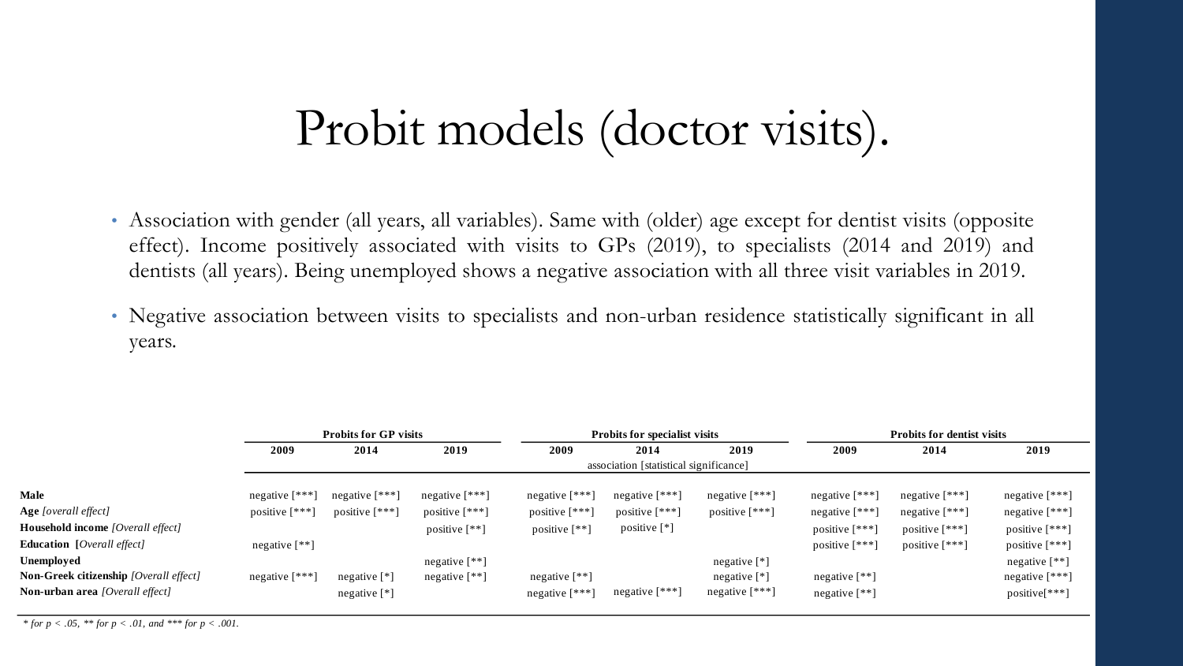# Probit models (doctor visits).

- Association with gender (all years, all variables). Same with (older) age except for dentist visits (opposite effect). Income positively associated with visits to GPs (2019), to specialists (2014 and 2019) and dentists (all years). Being unemployed shows a negative association with all three visit variables in 2019.
- Negative association between visits to specialists and non-urban residence statistically significant in all years.

| | **Probits for GP visits** | | | **Probits for specialist visits** | | | **Probits for dentist visits** | | |
|---|---|---|---|---|---|---|---|---|---|
| | **2009** | **2014** | **2019** | **2009** | **2014** | **2019** | **2009** | **2014** | **2019** |
| | association [statistical significance] | | | | | | | | |
| **Male** | negative [***] | negative [***] | negative [***] | negative [***] | negative [***] | negative [***] | negative [***] | negative [***] | negative [***] |
| **Age** *[overall effect]* | positive [***] | positive [***] | positive [***] | positive [***] | positive [***] | positive [***] | negative [***] | negative [***] | negative [***] |
| **Household income** *[Overall effect]* | | | positive [**] | positive [**] | positive [*] | | positive [***] | positive [***] | positive [***] |
| **Education [***Overall effect*]** | negative [**] | | | | | | positive [***] | positive [***] | positive [***] |
| **Unemployed** | | | negative [**] | | | negative [*] | | | negative [**] |
| **Non-Greek citizenship** *[Overall effect]* | negative [***] | negative [*] | negative [**] | negative [**] | | negative [*] | negative [**] | | negative [***] |
| **Non-urban area** *[Overall effect]* | | negative [*] | | negative [***] | negative [***] | negative [***] | negative [**] | | positive[***] |

*\* for p < .05, \*\* for p < .01, and \*\*\* for p < .001.*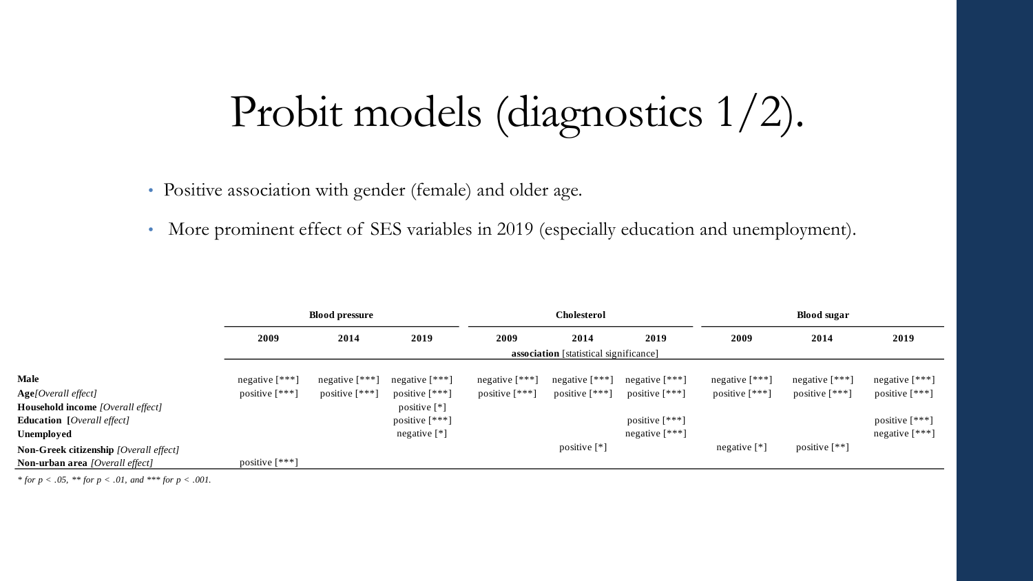# Probit models (diagnostics 1/2).

- Positive association with gender (female) and older age.
- More prominent effect of SES variables in 2019 (especially education and unemployment).

| | Blood pressure | | | Cholesterol | | | Blood sugar | | |
|---|---|---|---|---|---|---|---|---|---|
| | 2009 | 2014 | 2019 | 2009 | 2014 | 2019 | 2009 | 2014 | 2019 |
| | **association** [statistical significance] | | | | | | | | |
| **Male** | negative [***] | negative [***] | negative [***] | negative [***] | negative [***] | negative [***] | negative [***] | negative [***] | negative [***] |
| **Age** *[Overall effect]* | positive [***] | positive [***] | positive [***] | positive [***] | positive [***] | positive [***] | positive [***] | positive [***] | positive [***] |
| **Household income** *[Overall effect]* | | | positive [*] | | | | | | |
| **Education** **[***Overall effect]* | | | positive [***] | | | positive [***] | | | positive [***] |
| **Unemployed** | | | negative [*] | | | negative [***] | | | negative [***] |
| **Non-Greek citizenship** *[Overall effect]* | | | | | positive [*] | | negative [*] | positive [**] | |
| **Non-urban area** *[Overall effect]* | positive [***] | | | | | | | | |

*\* for p < .05, \*\* for p < .01, and \*\*\* for p < .001.*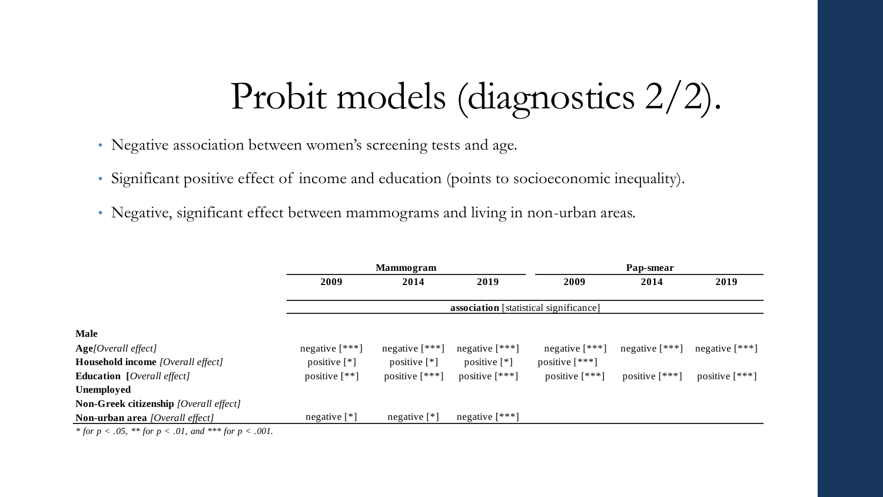# Probit models (diagnostics 2/2).

- Negative association between women's screening tests and age.
- Significant positive effect of income and education (points to socioeconomic inequality).
- Negative, significant effect between mammograms and living in non-urban areas.

| | Mammogram | | | Pap-smear | | |
|---|---|---|---|---|---|---|
| | 2009 | 2014 | 2019 | 2009 | 2014 | 2019 |
| | **association** [statistical significance] | | | | | |
| **Male** | | | | | | |
| **Age** *[Overall effect]* | negative [***] | negative [***] | negative [***] | negative [***] | negative [***] | negative [***] |
| **Household income** *[Overall effect]* | positive [*] | positive [*] | positive [*] | positive [***] | | |
| **Education** **[***Overall effect]* | positive [**] | positive [***] | positive [***] | positive [***] | positive [***] | positive [***] |
| **Unemployed** | | | | | | |
| **Non-Greek citizenship** *[Overall effect]* | | | | | | |
| **Non-urban area** *[Overall effect]* | negative [*] | negative [*] | negative [***] | | | |

*\* for $p < .05$, \*\* for $p < .01$, and \*\*\* for $p < .001$.*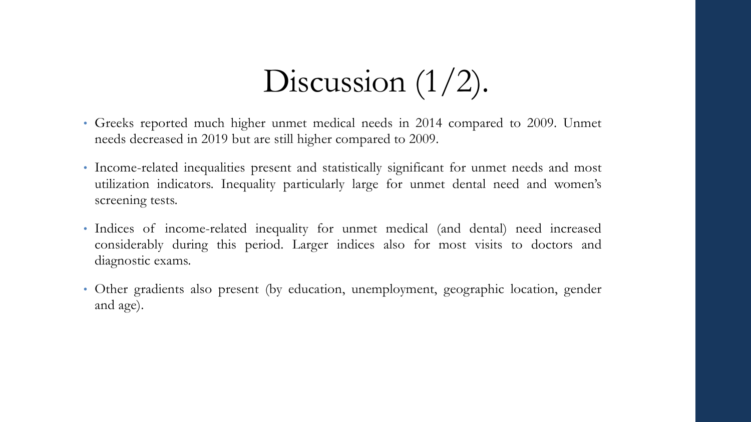# Discussion (1/2).

- Greeks reported much higher unmet medical needs in 2014 compared to 2009. Unmet needs decreased in 2019 but are still higher compared to 2009.
- Income-related inequalities present and statistically significant for unmet needs and most utilization indicators. Inequality particularly large for unmet dental need and women's screening tests.
- Indices of income-related inequality for unmet medical (and dental) need increased considerably during this period. Larger indices also for most visits to doctors and diagnostic exams.
- Other gradients also present (by education, unemployment, geographic location, gender and age).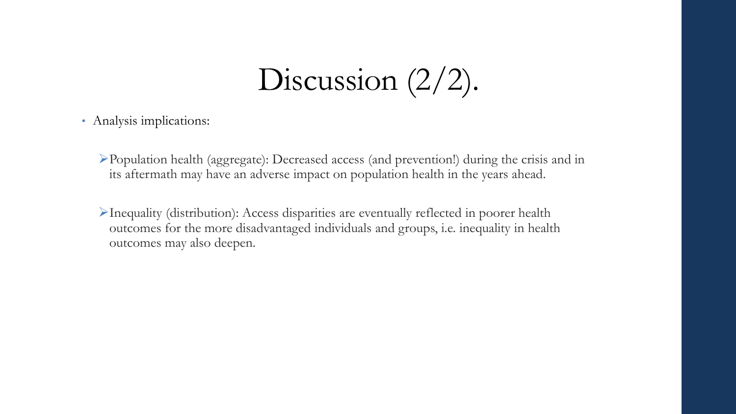# Discussion (2/2).

- Analysis implications:

  - Population health (aggregate): Decreased access (and prevention!) during the crisis and in its aftermath may have an adverse impact on population health in the years ahead.

  - Inequality (distribution): Access disparities are eventually reflected in poorer health outcomes for the more disadvantaged individuals and groups, i.e. inequality in health outcomes may also deepen.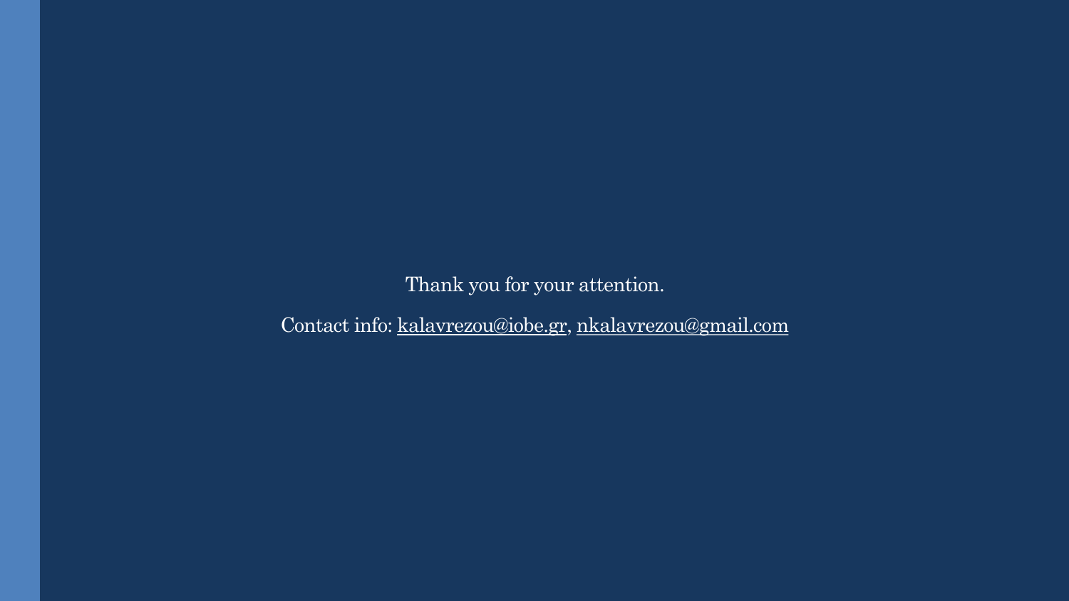Thank you for your attention.

Contact info: kalavrezou@iobe.gr, nkalavrezou@gmail.com